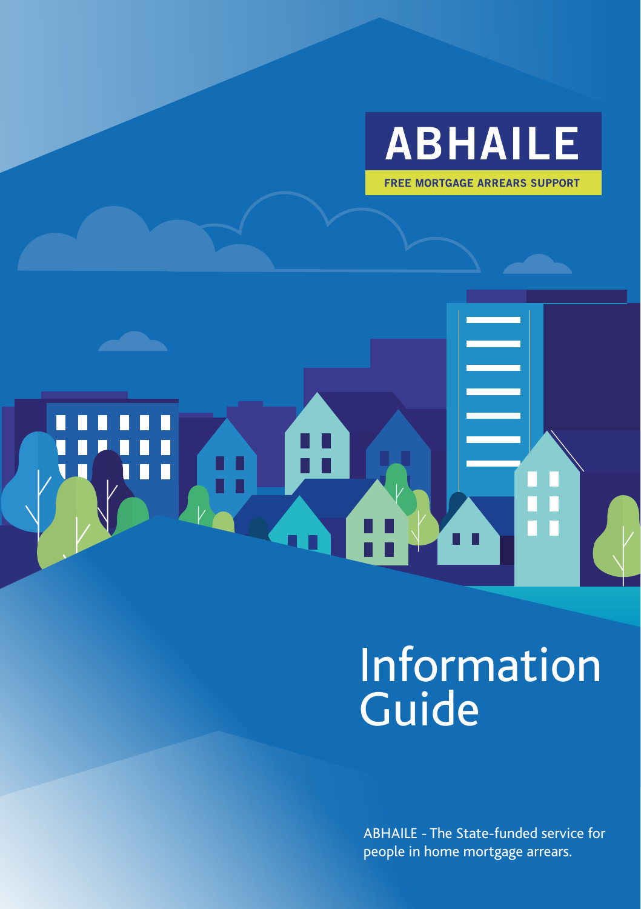# ABHAILE

**FREE MORTGAGE ARREARS SUPPORT**

# Information Guide

ABHAILE - The State-funded service for people in home mortgage arrears.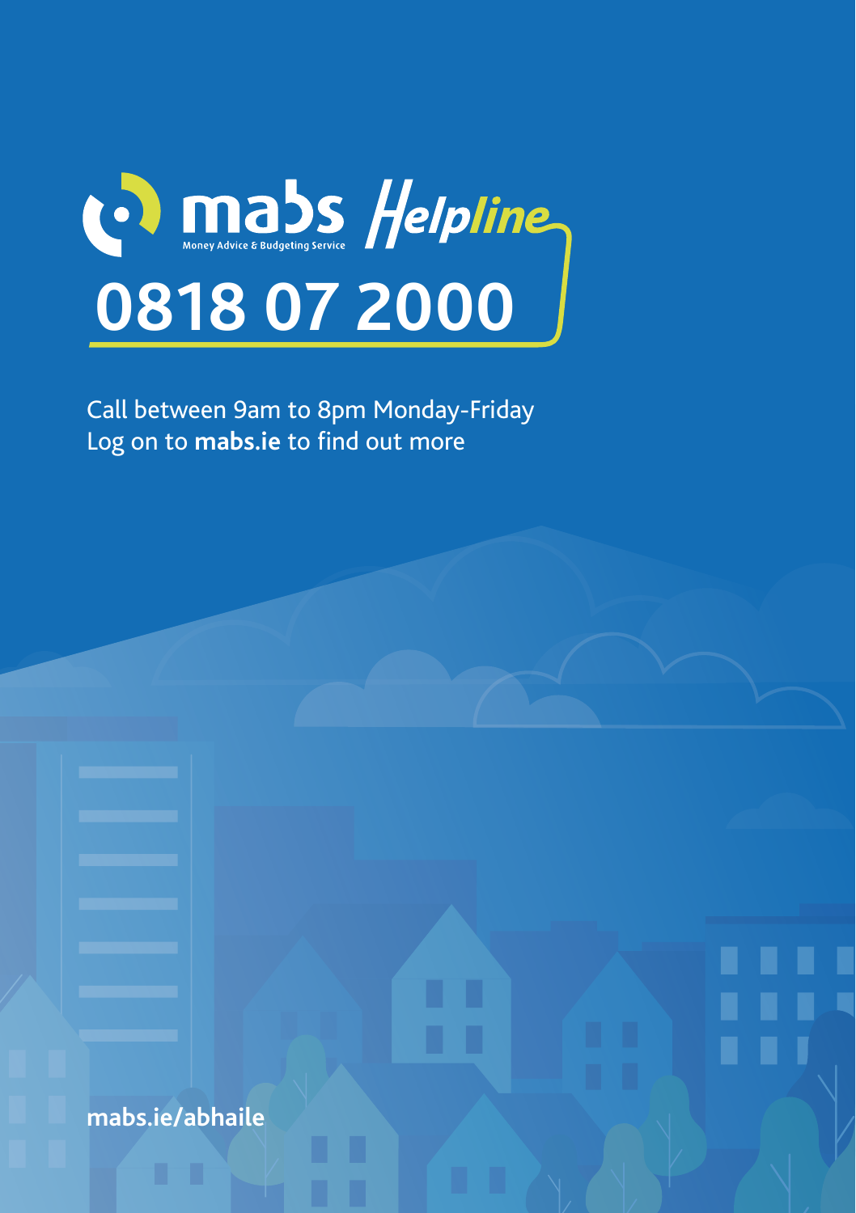mabs Money Advice & Budgeting Service **Helpline**

# 0818 07 2000

Call between 9am to 8pm Monday-Friday
Log on to **mabs.ie** to find out more

**mabs.ie/abhaile**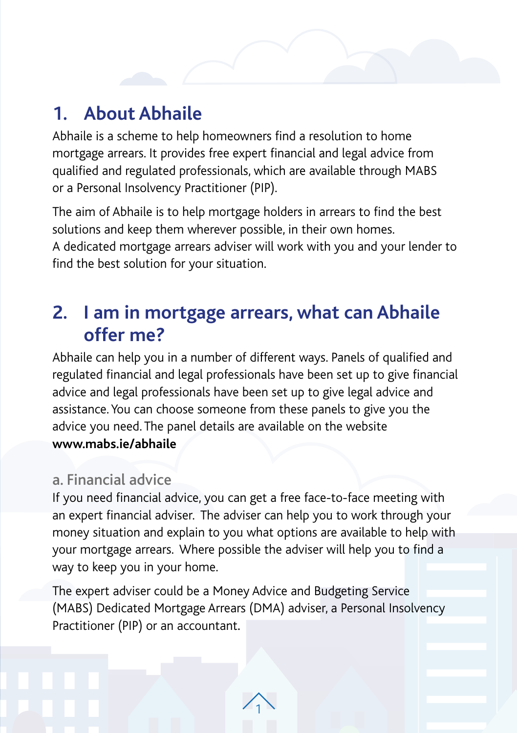## 1. About Abhaile

Abhaile is a scheme to help homeowners find a resolution to home mortgage arrears. It provides free expert financial and legal advice from qualified and regulated professionals, which are available through MABS or a Personal Insolvency Practitioner (PIP).

The aim of Abhaile is to help mortgage holders in arrears to find the best solutions and keep them wherever possible, in their own homes. A dedicated mortgage arrears adviser will work with you and your lender to find the best solution for your situation.

## 2. I am in mortgage arrears, what can Abhaile offer me?

Abhaile can help you in a number of different ways. Panels of qualified and regulated financial and legal professionals have been set up to give financial advice and legal professionals have been set up to give legal advice and assistance. You can choose someone from these panels to give you the advice you need. The panel details are available on the website **www.mabs.ie/abhaile**

### a. Financial advice

If you need financial advice, you can get a free face-to-face meeting with an expert financial adviser. The adviser can help you to work through your money situation and explain to you what options are available to help with your mortgage arrears. Where possible the adviser will help you to find a way to keep you in your home.

The expert adviser could be a Money Advice and Budgeting Service (MABS) Dedicated Mortgage Arrears (DMA) adviser, a Personal Insolvency Practitioner (PIP) or an accountant.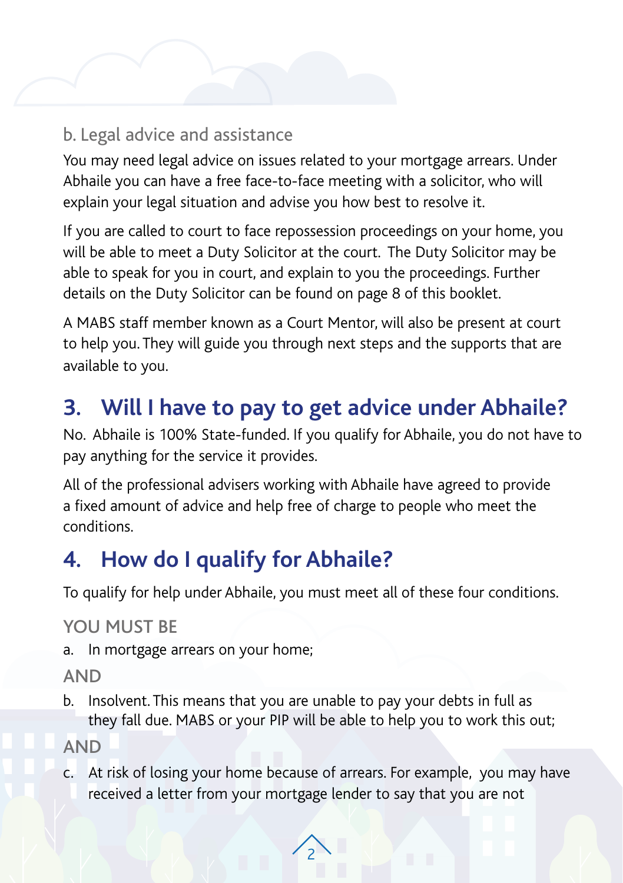### b. Legal advice and assistance

You may need legal advice on issues related to your mortgage arrears. Under Abhaile you can have a free face-to-face meeting with a solicitor, who will explain your legal situation and advise you how best to resolve it.

If you are called to court to face repossession proceedings on your home, you will be able to meet a Duty Solicitor at the court. The Duty Solicitor may be able to speak for you in court, and explain to you the proceedings. Further details on the Duty Solicitor can be found on page 8 of this booklet.

A MABS staff member known as a Court Mentor, will also be present at court to help you. They will guide you through next steps and the supports that are available to you.

## 3. Will I have to pay to get advice under Abhaile?

No. Abhaile is 100% State-funded. If you qualify for Abhaile, you do not have to pay anything for the service it provides.

All of the professional advisers working with Abhaile have agreed to provide a fixed amount of advice and help free of charge to people who meet the conditions.

## 4. How do I qualify for Abhaile?

To qualify for help under Abhaile, you must meet all of these four conditions.

YOU MUST BE

a. In mortgage arrears on your home;

AND

b. Insolvent. This means that you are unable to pay your debts in full as they fall due. MABS or your PIP will be able to help you to work this out;

AND

c. At risk of losing your home because of arrears. For example, you may have received a letter from your mortgage lender to say that you are not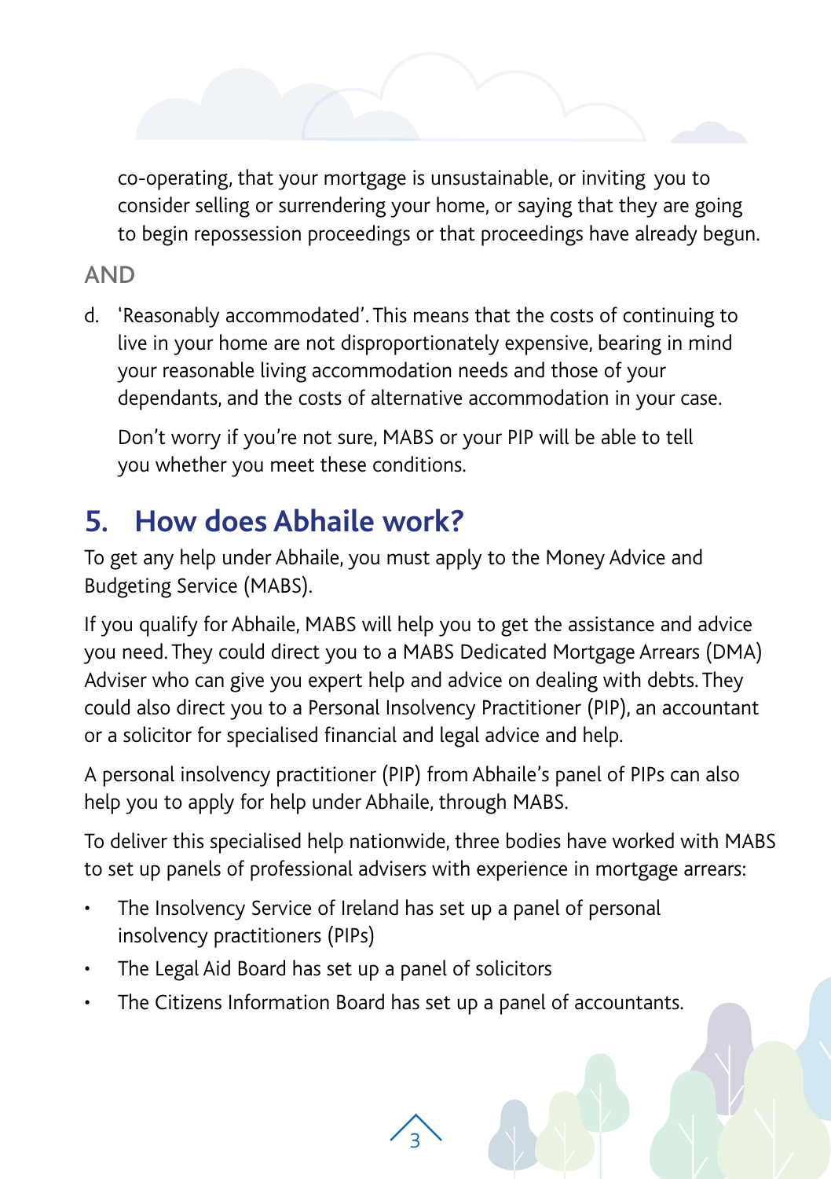co-operating, that your mortgage is unsustainable, or inviting you to consider selling or surrendering your home, or saying that they are going to begin repossession proceedings or that proceedings have already begun.

AND

d. 'Reasonably accommodated'. This means that the costs of continuing to live in your home are not disproportionately expensive, bearing in mind your reasonable living accommodation needs and those of your dependants, and the costs of alternative accommodation in your case.

   Don't worry if you're not sure, MABS or your PIP will be able to tell you whether you meet these conditions.

## 5. How does Abhaile work?

To get any help under Abhaile, you must apply to the Money Advice and Budgeting Service (MABS).

If you qualify for Abhaile, MABS will help you to get the assistance and advice you need. They could direct you to a MABS Dedicated Mortgage Arrears (DMA) Adviser who can give you expert help and advice on dealing with debts. They could also direct you to a Personal Insolvency Practitioner (PIP), an accountant or a solicitor for specialised financial and legal advice and help.

A personal insolvency practitioner (PIP) from Abhaile's panel of PIPs can also help you to apply for help under Abhaile, through MABS.

To deliver this specialised help nationwide, three bodies have worked with MABS to set up panels of professional advisers with experience in mortgage arrears:

- The Insolvency Service of Ireland has set up a panel of personal insolvency practitioners (PIPs)
- The Legal Aid Board has set up a panel of solicitors
- The Citizens Information Board has set up a panel of accountants.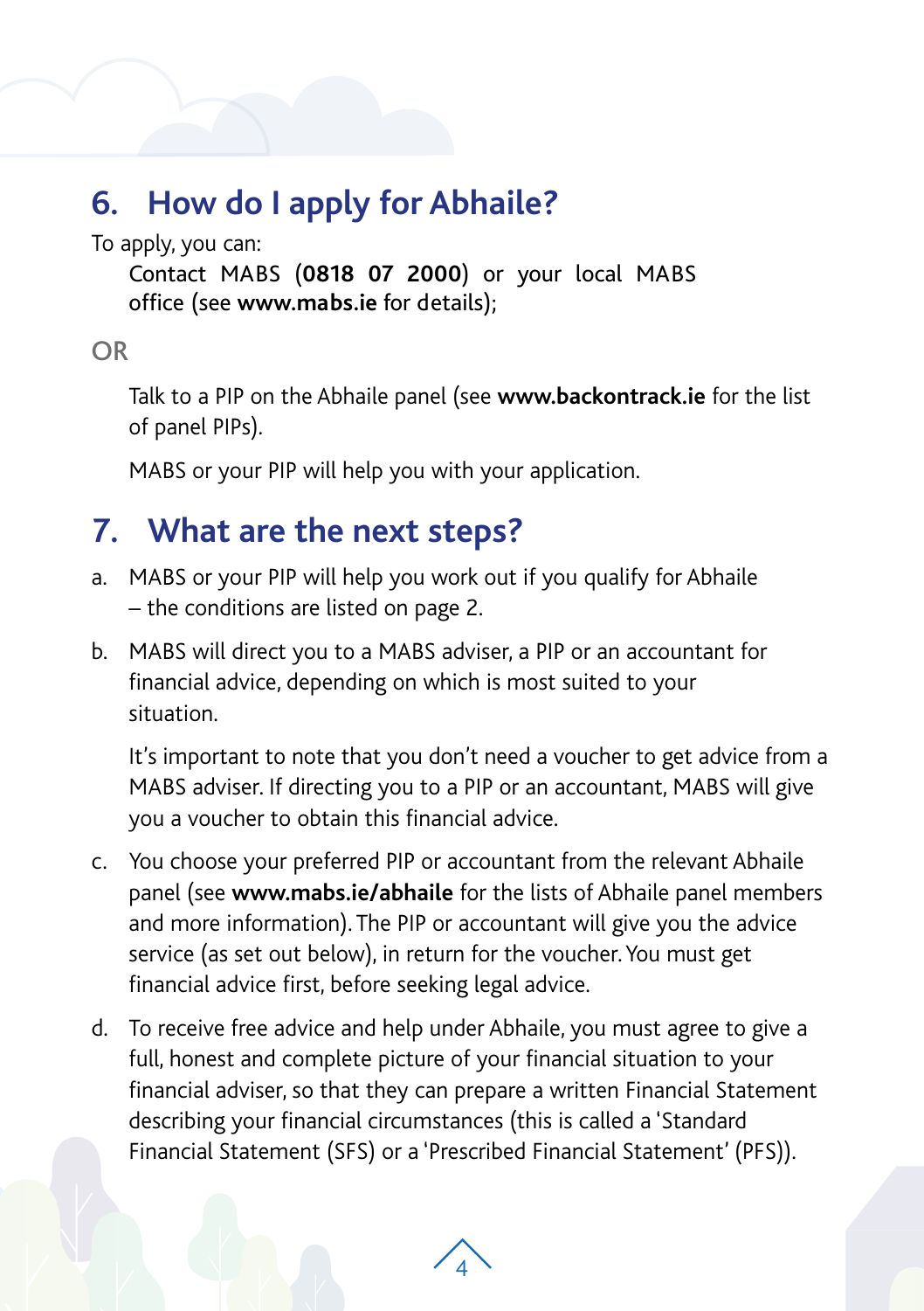## 6. How do I apply for Abhaile?

To apply, you can:

Contact MABS (**0818 07 2000**) or your local MABS office (see **www.mabs.ie** for details);

OR

Talk to a PIP on the Abhaile panel (see **www.backontrack.ie** for the list of panel PIPs).

MABS or your PIP will help you with your application.

## 7. What are the next steps?

a. MABS or your PIP will help you work out if you qualify for Abhaile – the conditions are listed on page 2.

b. MABS will direct you to a MABS adviser, a PIP or an accountant for financial advice, depending on which is most suited to your situation.

   It's important to note that you don't need a voucher to get advice from a MABS adviser. If directing you to a PIP or an accountant, MABS will give you a voucher to obtain this financial advice.

c. You choose your preferred PIP or accountant from the relevant Abhaile panel (see **www.mabs.ie/abhaile** for the lists of Abhaile panel members and more information). The PIP or accountant will give you the advice service (as set out below), in return for the voucher. You must get financial advice first, before seeking legal advice.

d. To receive free advice and help under Abhaile, you must agree to give a full, honest and complete picture of your financial situation to your financial adviser, so that they can prepare a written Financial Statement describing your financial circumstances (this is called a 'Standard Financial Statement (SFS) or a 'Prescribed Financial Statement' (PFS)).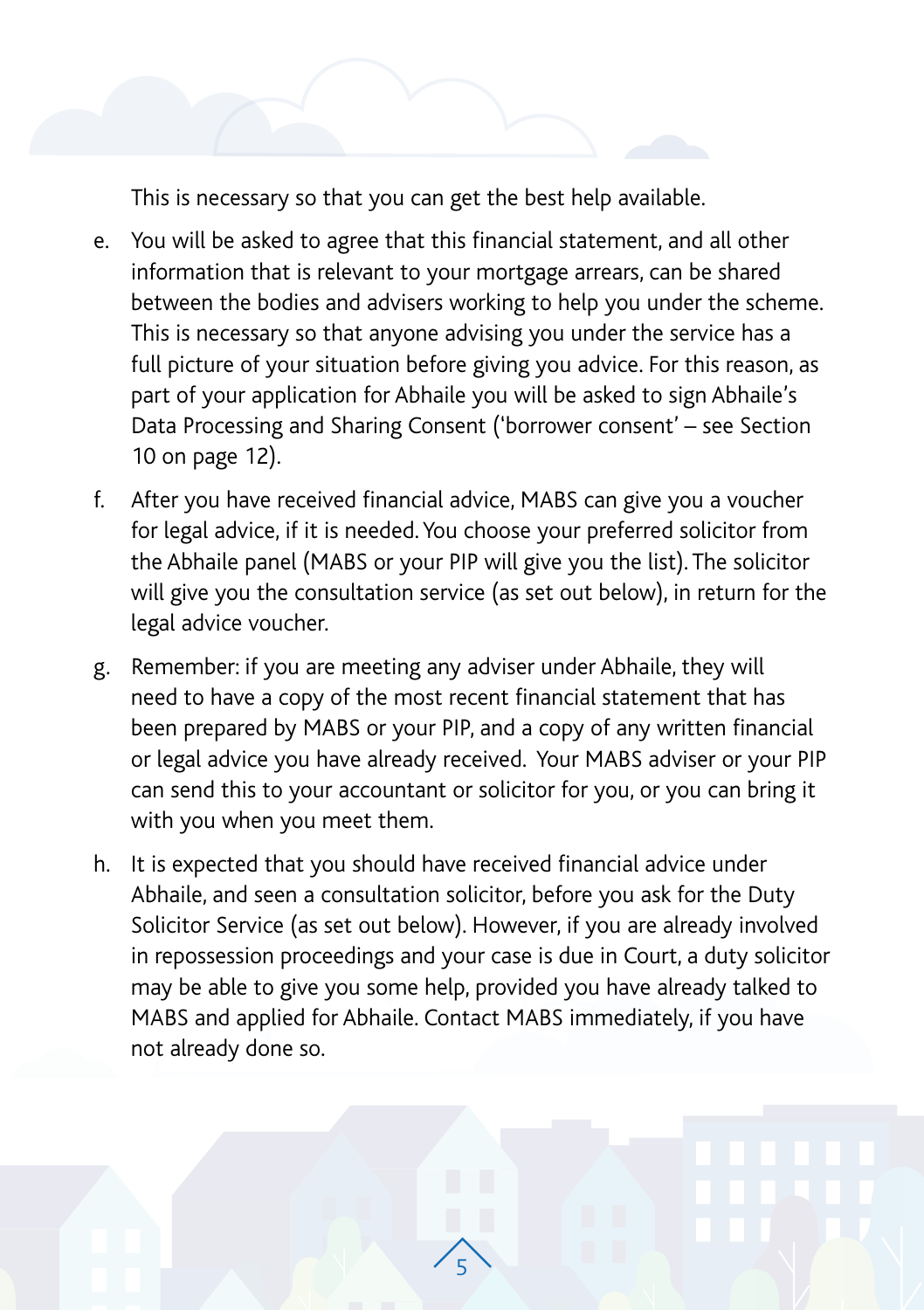This is necessary so that you can get the best help available.

e. You will be asked to agree that this financial statement, and all other information that is relevant to your mortgage arrears, can be shared between the bodies and advisers working to help you under the scheme. This is necessary so that anyone advising you under the service has a full picture of your situation before giving you advice. For this reason, as part of your application for Abhaile you will be asked to sign Abhaile's Data Processing and Sharing Consent ('borrower consent' – see Section 10 on page 12).

f. After you have received financial advice, MABS can give you a voucher for legal advice, if it is needed. You choose your preferred solicitor from the Abhaile panel (MABS or your PIP will give you the list). The solicitor will give you the consultation service (as set out below), in return for the legal advice voucher.

g. Remember: if you are meeting any adviser under Abhaile, they will need to have a copy of the most recent financial statement that has been prepared by MABS or your PIP, and a copy of any written financial or legal advice you have already received. Your MABS adviser or your PIP can send this to your accountant or solicitor for you, or you can bring it with you when you meet them.

h. It is expected that you should have received financial advice under Abhaile, and seen a consultation solicitor, before you ask for the Duty Solicitor Service (as set out below). However, if you are already involved in repossession proceedings and your case is due in Court, a duty solicitor may be able to give you some help, provided you have already talked to MABS and applied for Abhaile. Contact MABS immediately, if you have not already done so.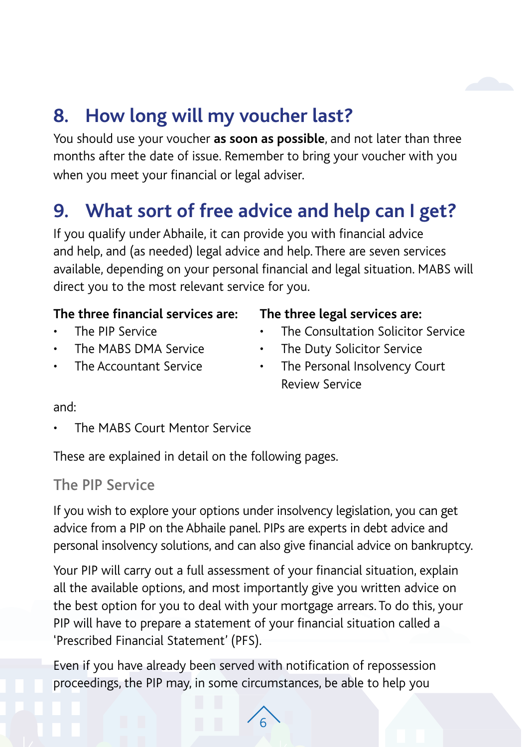## 8. How long will my voucher last?

You should use your voucher **as soon as possible**, and not later than three months after the date of issue. Remember to bring your voucher with you when you meet your financial or legal adviser.

## 9. What sort of free advice and help can I get?

If you qualify under Abhaile, it can provide you with financial advice and help, and (as needed) legal advice and help. There are seven services available, depending on your personal financial and legal situation. MABS will direct you to the most relevant service for you.

**The three financial services are:**

- The PIP Service
- The MABS DMA Service
- The Accountant Service

**The three legal services are:**

- The Consultation Solicitor Service
- The Duty Solicitor Service
- The Personal Insolvency Court Review Service

and:

- The MABS Court Mentor Service

These are explained in detail on the following pages.

### The PIP Service

If you wish to explore your options under insolvency legislation, you can get advice from a PIP on the Abhaile panel. PIPs are experts in debt advice and personal insolvency solutions, and can also give financial advice on bankruptcy.

Your PIP will carry out a full assessment of your financial situation, explain all the available options, and most importantly give you written advice on the best option for you to deal with your mortgage arrears. To do this, your PIP will have to prepare a statement of your financial situation called a 'Prescribed Financial Statement' (PFS).

Even if you have already been served with notification of repossession proceedings, the PIP may, in some circumstances, be able to help you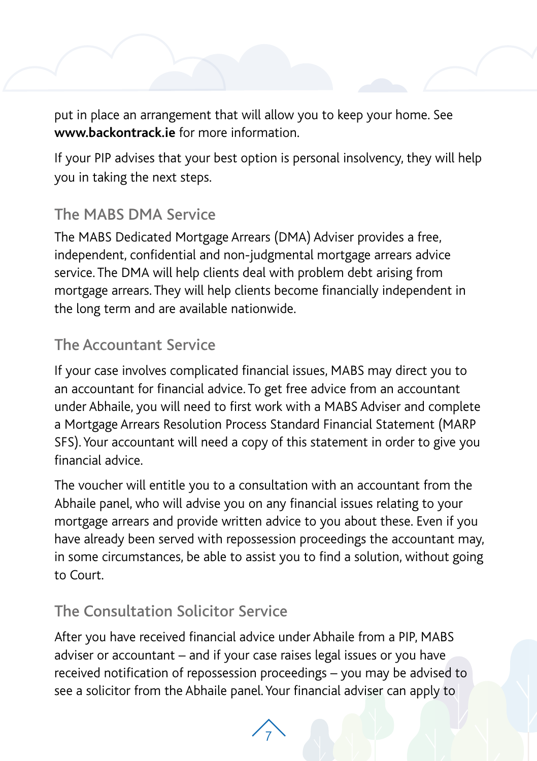put in place an arrangement that will allow you to keep your home. See **www.backontrack.ie** for more information.

If your PIP advises that your best option is personal insolvency, they will help you in taking the next steps.

## The MABS DMA Service

The MABS Dedicated Mortgage Arrears (DMA) Adviser provides a free, independent, confidential and non-judgmental mortgage arrears advice service. The DMA will help clients deal with problem debt arising from mortgage arrears. They will help clients become financially independent in the long term and are available nationwide.

## The Accountant Service

If your case involves complicated financial issues, MABS may direct you to an accountant for financial advice. To get free advice from an accountant under Abhaile, you will need to first work with a MABS Adviser and complete a Mortgage Arrears Resolution Process Standard Financial Statement (MARP SFS). Your accountant will need a copy of this statement in order to give you financial advice.

The voucher will entitle you to a consultation with an accountant from the Abhaile panel, who will advise you on any financial issues relating to your mortgage arrears and provide written advice to you about these. Even if you have already been served with repossession proceedings the accountant may, in some circumstances, be able to assist you to find a solution, without going to Court.

## The Consultation Solicitor Service

After you have received financial advice under Abhaile from a PIP, MABS adviser or accountant – and if your case raises legal issues or you have received notification of repossession proceedings – you may be advised to see a solicitor from the Abhaile panel. Your financial adviser can apply to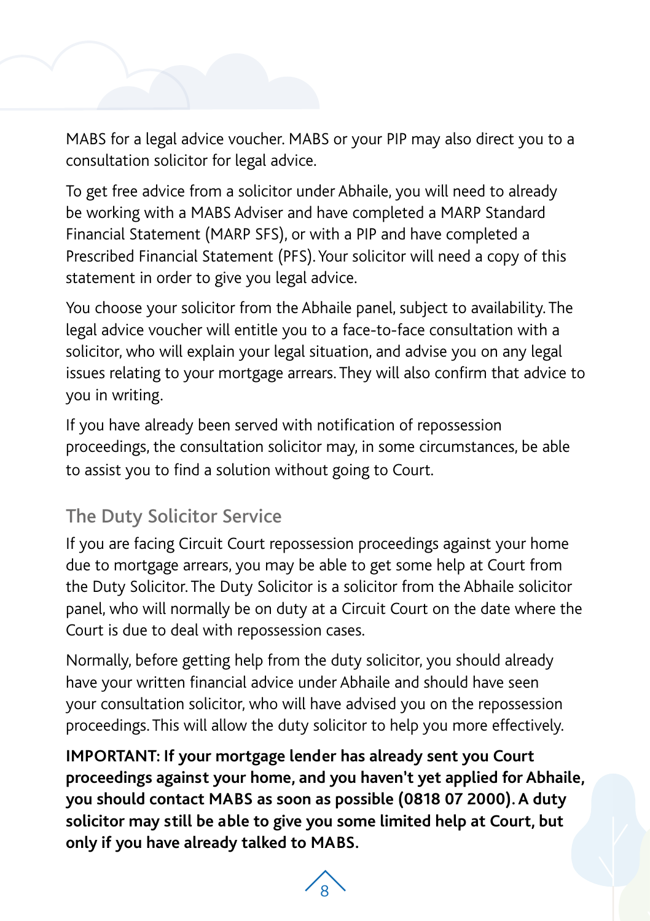MABS for a legal advice voucher. MABS or your PIP may also direct you to a consultation solicitor for legal advice.

To get free advice from a solicitor under Abhaile, you will need to already be working with a MABS Adviser and have completed a MARP Standard Financial Statement (MARP SFS), or with a PIP and have completed a Prescribed Financial Statement (PFS). Your solicitor will need a copy of this statement in order to give you legal advice.

You choose your solicitor from the Abhaile panel, subject to availability. The legal advice voucher will entitle you to a face-to-face consultation with a solicitor, who will explain your legal situation, and advise you on any legal issues relating to your mortgage arrears. They will also confirm that advice to you in writing.

If you have already been served with notification of repossession proceedings, the consultation solicitor may, in some circumstances, be able to assist you to find a solution without going to Court.

## The Duty Solicitor Service

If you are facing Circuit Court repossession proceedings against your home due to mortgage arrears, you may be able to get some help at Court from the Duty Solicitor. The Duty Solicitor is a solicitor from the Abhaile solicitor panel, who will normally be on duty at a Circuit Court on the date where the Court is due to deal with repossession cases.

Normally, before getting help from the duty solicitor, you should already have your written financial advice under Abhaile and should have seen your consultation solicitor, who will have advised you on the repossession proceedings. This will allow the duty solicitor to help you more effectively.

**IMPORTANT: If your mortgage lender has already sent you Court proceedings against your home, and you haven't yet applied for Abhaile, you should contact MABS as soon as possible (0818 07 2000). A duty solicitor may still be able to give you some limited help at Court, but only if you have already talked to MABS.**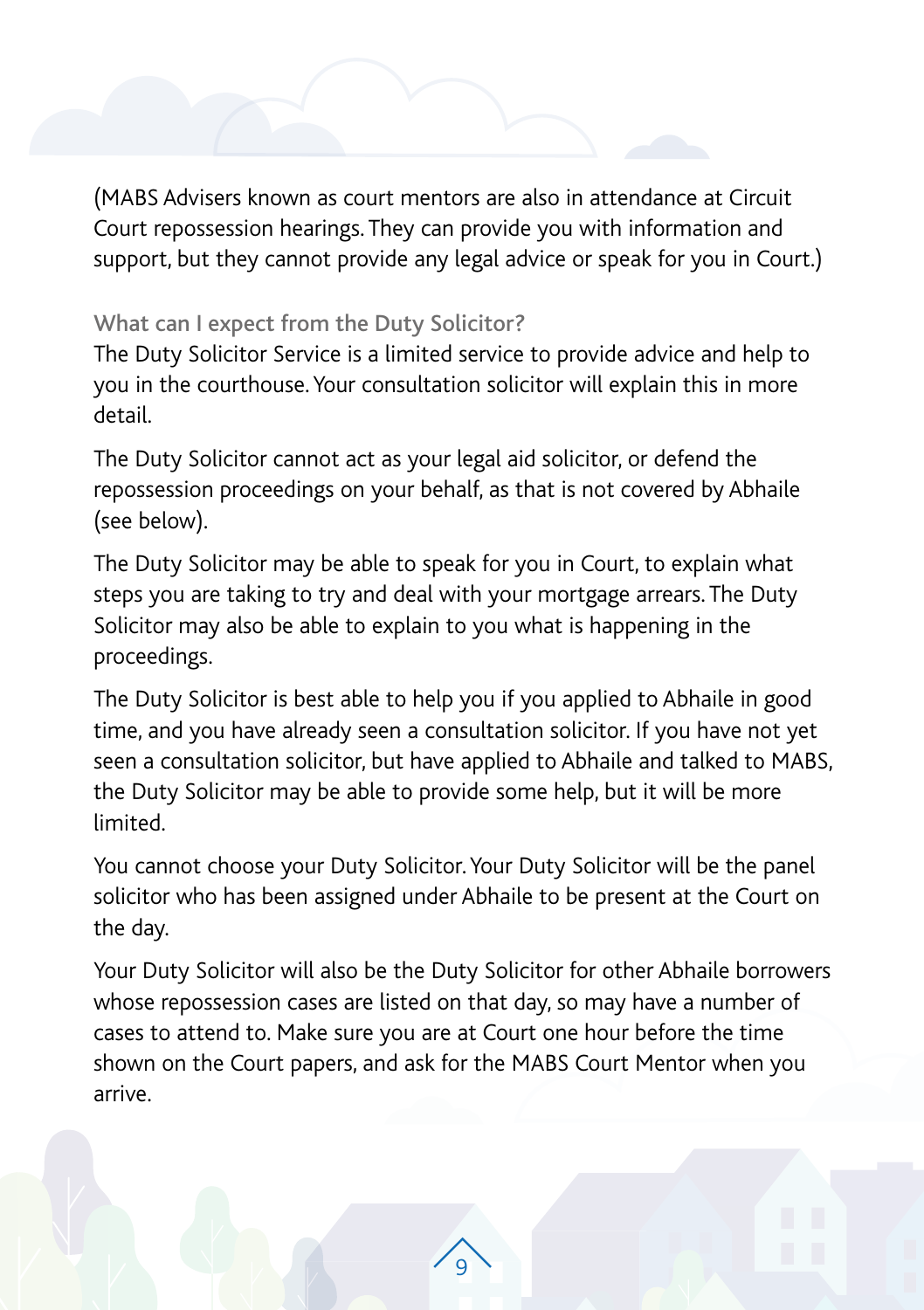(MABS Advisers known as court mentors are also in attendance at Circuit Court repossession hearings. They can provide you with information and support, but they cannot provide any legal advice or speak for you in Court.)

### What can I expect from the Duty Solicitor?

The Duty Solicitor Service is a limited service to provide advice and help to you in the courthouse. Your consultation solicitor will explain this in more detail.

The Duty Solicitor cannot act as your legal aid solicitor, or defend the repossession proceedings on your behalf, as that is not covered by Abhaile (see below).

The Duty Solicitor may be able to speak for you in Court, to explain what steps you are taking to try and deal with your mortgage arrears. The Duty Solicitor may also be able to explain to you what is happening in the proceedings.

The Duty Solicitor is best able to help you if you applied to Abhaile in good time, and you have already seen a consultation solicitor. If you have not yet seen a consultation solicitor, but have applied to Abhaile and talked to MABS, the Duty Solicitor may be able to provide some help, but it will be more limited.

You cannot choose your Duty Solicitor. Your Duty Solicitor will be the panel solicitor who has been assigned under Abhaile to be present at the Court on the day.

Your Duty Solicitor will also be the Duty Solicitor for other Abhaile borrowers whose repossession cases are listed on that day, so may have a number of cases to attend to. Make sure you are at Court one hour before the time shown on the Court papers, and ask for the MABS Court Mentor when you arrive.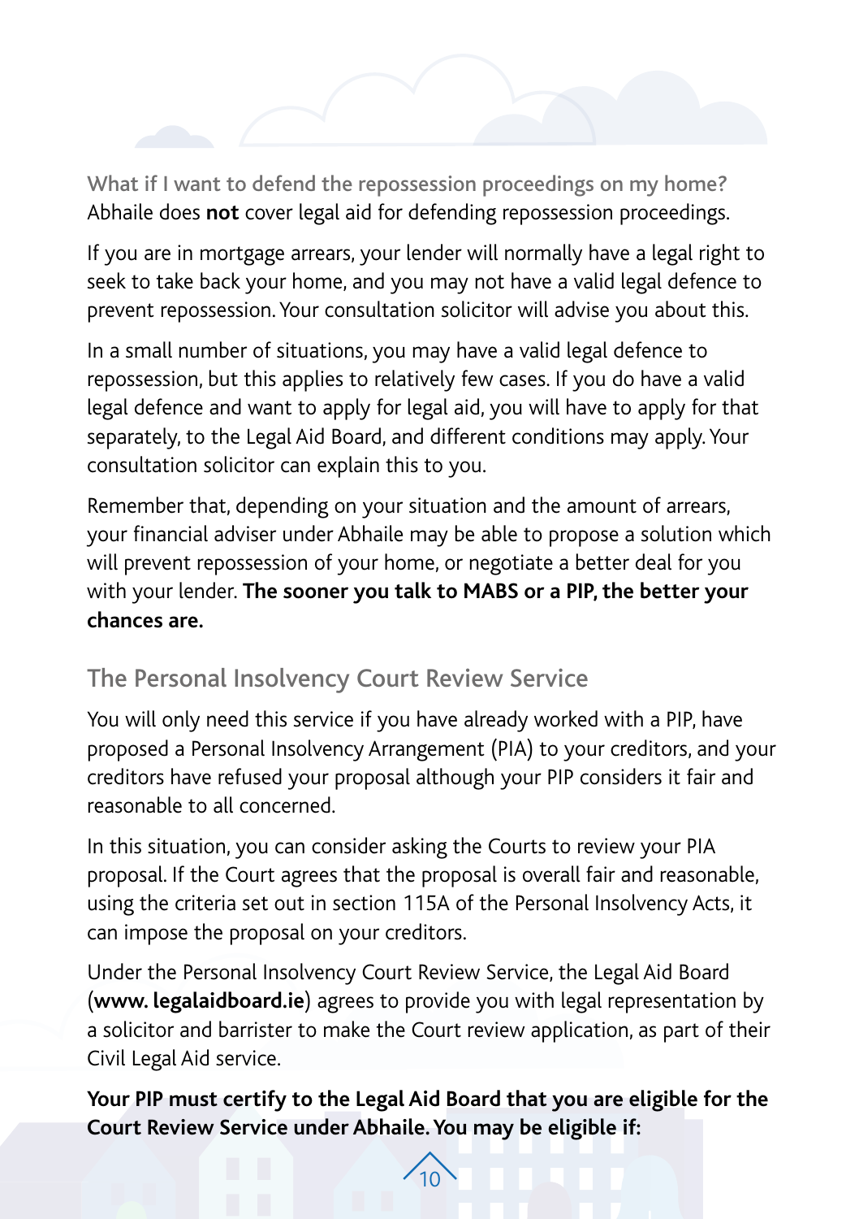### What if I want to defend the repossession proceedings on my home?

Abhaile does **not** cover legal aid for defending repossession proceedings.

If you are in mortgage arrears, your lender will normally have a legal right to seek to take back your home, and you may not have a valid legal defence to prevent repossession. Your consultation solicitor will advise you about this.

In a small number of situations, you may have a valid legal defence to repossession, but this applies to relatively few cases. If you do have a valid legal defence and want to apply for legal aid, you will have to apply for that separately, to the Legal Aid Board, and different conditions may apply. Your consultation solicitor can explain this to you.

Remember that, depending on your situation and the amount of arrears, your financial adviser under Abhaile may be able to propose a solution which will prevent repossession of your home, or negotiate a better deal for you with your lender. **The sooner you talk to MABS or a PIP, the better your chances are.**

## The Personal Insolvency Court Review Service

You will only need this service if you have already worked with a PIP, have proposed a Personal Insolvency Arrangement (PIA) to your creditors, and your creditors have refused your proposal although your PIP considers it fair and reasonable to all concerned.

In this situation, you can consider asking the Courts to review your PIA proposal. If the Court agrees that the proposal is overall fair and reasonable, using the criteria set out in section 115A of the Personal Insolvency Acts, it can impose the proposal on your creditors.

Under the Personal Insolvency Court Review Service, the Legal Aid Board (**www. legalaidboard.ie**) agrees to provide you with legal representation by a solicitor and barrister to make the Court review application, as part of their Civil Legal Aid service.

**Your PIP must certify to the Legal Aid Board that you are eligible for the Court Review Service under Abhaile. You may be eligible if:**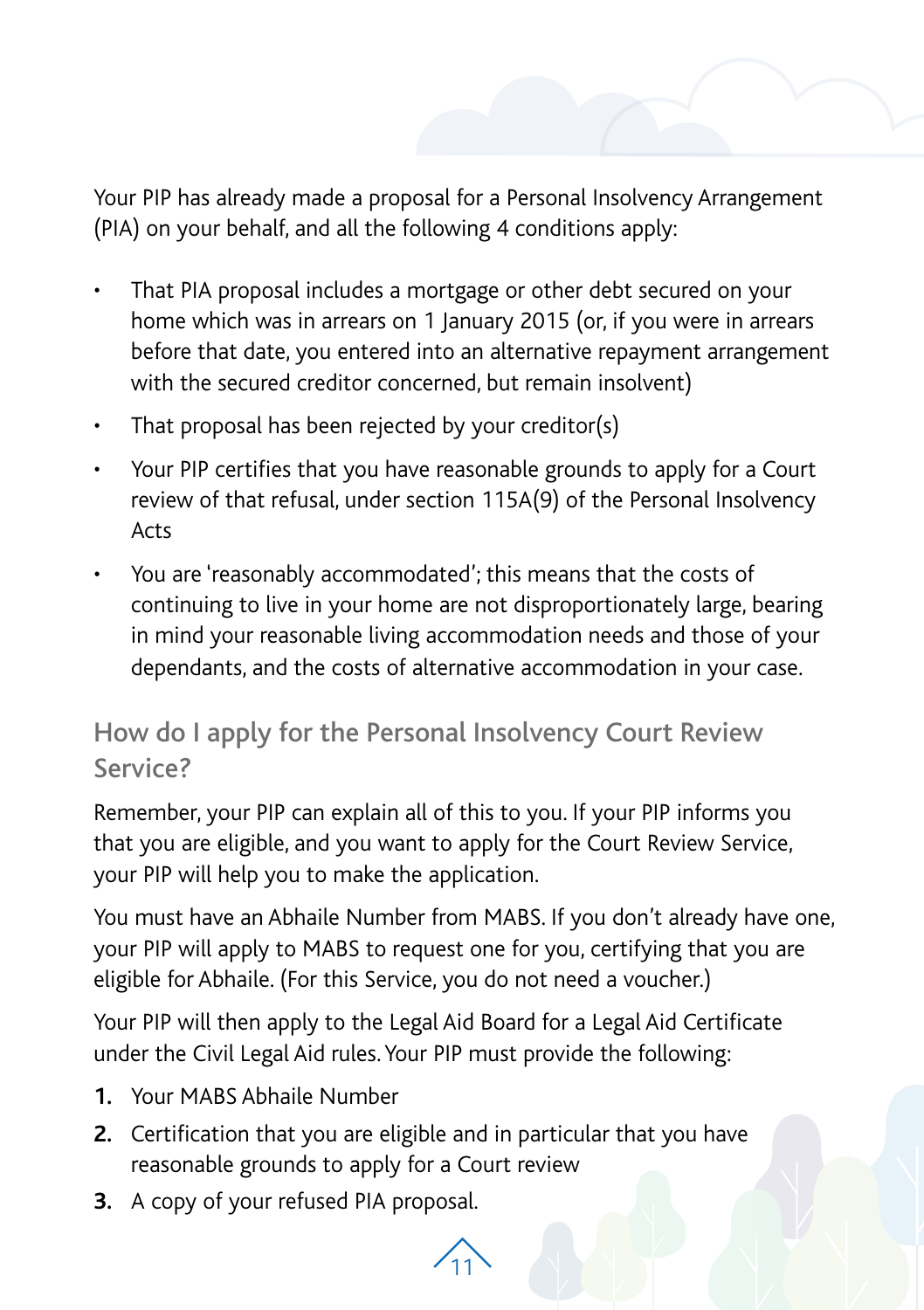Your PIP has already made a proposal for a Personal Insolvency Arrangement (PIA) on your behalf, and all the following 4 conditions apply:

- That PIA proposal includes a mortgage or other debt secured on your home which was in arrears on 1 January 2015 (or, if you were in arrears before that date, you entered into an alternative repayment arrangement with the secured creditor concerned, but remain insolvent)
- That proposal has been rejected by your creditor(s)
- Your PIP certifies that you have reasonable grounds to apply for a Court review of that refusal, under section 115A(9) of the Personal Insolvency Acts
- You are 'reasonably accommodated'; this means that the costs of continuing to live in your home are not disproportionately large, bearing in mind your reasonable living accommodation needs and those of your dependants, and the costs of alternative accommodation in your case.

## How do I apply for the Personal Insolvency Court Review Service?

Remember, your PIP can explain all of this to you. If your PIP informs you that you are eligible, and you want to apply for the Court Review Service, your PIP will help you to make the application.

You must have an Abhaile Number from MABS. If you don't already have one, your PIP will apply to MABS to request one for you, certifying that you are eligible for Abhaile. (For this Service, you do not need a voucher.)

Your PIP will then apply to the Legal Aid Board for a Legal Aid Certificate under the Civil Legal Aid rules. Your PIP must provide the following:

1. Your MABS Abhaile Number
2. Certification that you are eligible and in particular that you have reasonable grounds to apply for a Court review
3. A copy of your refused PIA proposal.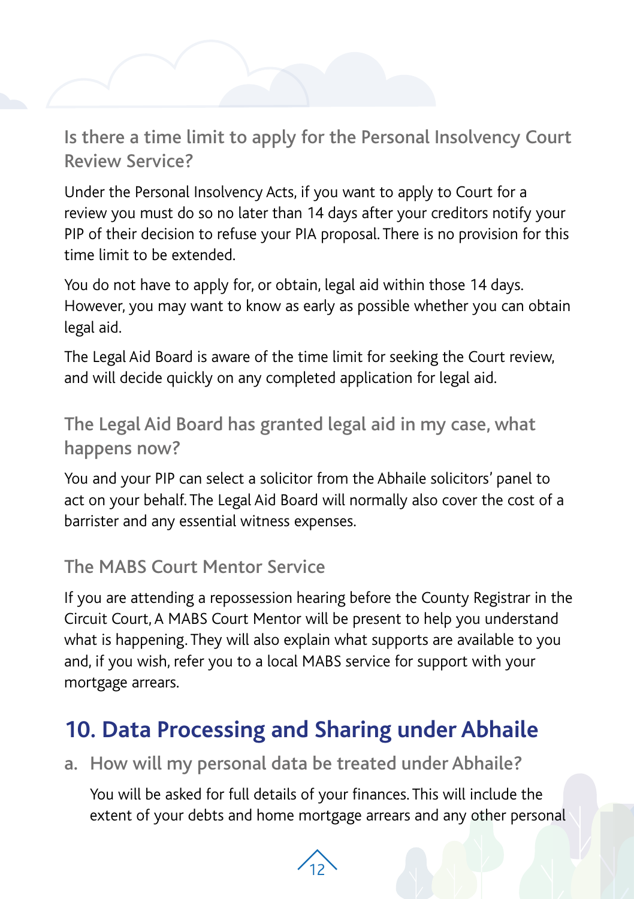### Is there a time limit to apply for the Personal Insolvency Court Review Service?

Under the Personal Insolvency Acts, if you want to apply to Court for a review you must do so no later than 14 days after your creditors notify your PIP of their decision to refuse your PIA proposal. There is no provision for this time limit to be extended.

You do not have to apply for, or obtain, legal aid within those 14 days. However, you may want to know as early as possible whether you can obtain legal aid.

The Legal Aid Board is aware of the time limit for seeking the Court review, and will decide quickly on any completed application for legal aid.

### The Legal Aid Board has granted legal aid in my case, what happens now?

You and your PIP can select a solicitor from the Abhaile solicitors' panel to act on your behalf. The Legal Aid Board will normally also cover the cost of a barrister and any essential witness expenses.

### The MABS Court Mentor Service

If you are attending a repossession hearing before the County Registrar in the Circuit Court, A MABS Court Mentor will be present to help you understand what is happening. They will also explain what supports are available to you and, if you wish, refer you to a local MABS service for support with your mortgage arrears.

## 10. Data Processing and Sharing under Abhaile

### a. How will my personal data be treated under Abhaile?

You will be asked for full details of your finances. This will include the extent of your debts and home mortgage arrears and any other personal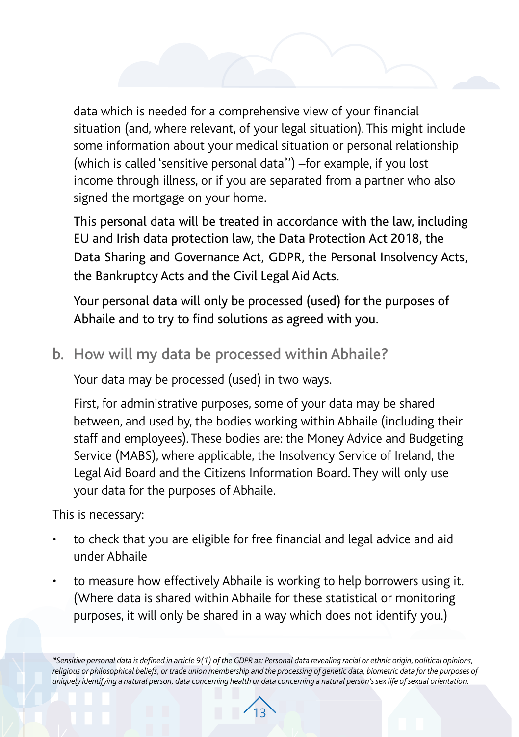data which is needed for a comprehensive view of your financial situation (and, where relevant, of your legal situation). This might include some information about your medical situation or personal relationship (which is called 'sensitive personal data*') –for example, if you lost income through illness, or if you are separated from a partner who also signed the mortgage on your home.

This personal data will be treated in accordance with the law, including EU and Irish data protection law, the Data Protection Act 2018, the Data Sharing and Governance Act, GDPR, the Personal Insolvency Acts, the Bankruptcy Acts and the Civil Legal Aid Acts.

Your personal data will only be processed (used) for the purposes of Abhaile and to try to find solutions as agreed with you.

## b. How will my data be processed within Abhaile?

Your data may be processed (used) in two ways.

First, for administrative purposes, some of your data may be shared between, and used by, the bodies working within Abhaile (including their staff and employees). These bodies are: the Money Advice and Budgeting Service (MABS), where applicable, the Insolvency Service of Ireland, the Legal Aid Board and the Citizens Information Board. They will only use your data for the purposes of Abhaile.

This is necessary:

- to check that you are eligible for free financial and legal advice and aid under Abhaile
- to measure how effectively Abhaile is working to help borrowers using it. (Where data is shared within Abhaile for these statistical or monitoring purposes, it will only be shared in a way which does not identify you.)

*\*Sensitive personal data is defined in article 9(1) of the GDPR as: Personal data revealing racial or ethnic origin, political opinions, religious or philosophical beliefs, or trade union membership and the processing of genetic data, biometric data for the purposes of uniquely identifying a natural person, data concerning health or data concerning a natural person's sex life of sexual orientation.*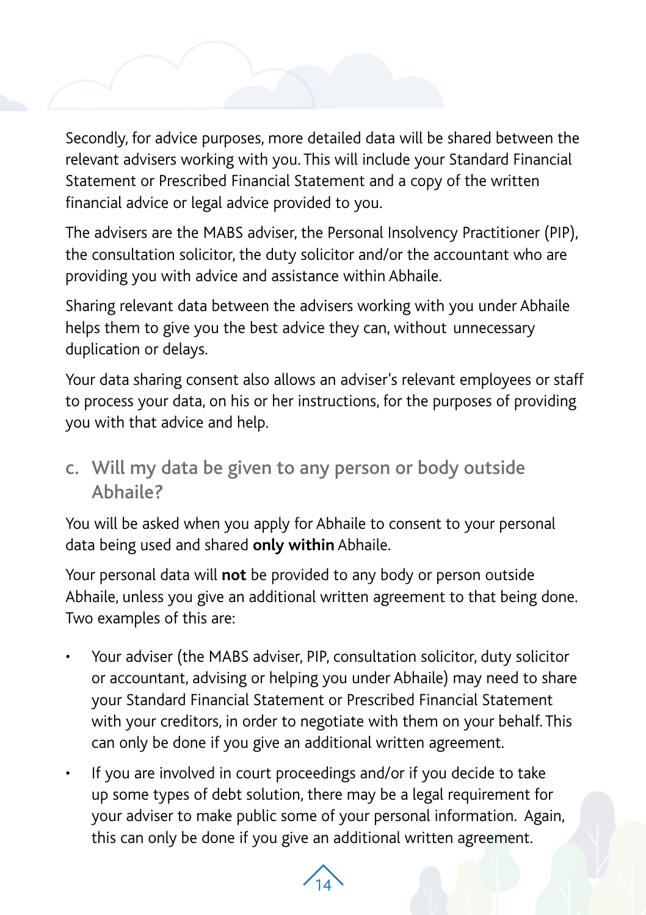Secondly, for advice purposes, more detailed data will be shared between the relevant advisers working with you. This will include your Standard Financial Statement or Prescribed Financial Statement and a copy of the written financial advice or legal advice provided to you.

The advisers are the MABS adviser, the Personal Insolvency Practitioner (PIP), the consultation solicitor, the duty solicitor and/or the accountant who are providing you with advice and assistance within Abhaile.

Sharing relevant data between the advisers working with you under Abhaile helps them to give you the best advice they can, without unnecessary duplication or delays.

Your data sharing consent also allows an adviser's relevant employees or staff to process your data, on his or her instructions, for the purposes of providing you with that advice and help.

### c. Will my data be given to any person or body outside Abhaile?

You will be asked when you apply for Abhaile to consent to your personal data being used and shared **only within** Abhaile.

Your personal data will **not** be provided to any body or person outside Abhaile, unless you give an additional written agreement to that being done. Two examples of this are:

- Your adviser (the MABS adviser, PIP, consultation solicitor, duty solicitor or accountant, advising or helping you under Abhaile) may need to share your Standard Financial Statement or Prescribed Financial Statement with your creditors, in order to negotiate with them on your behalf. This can only be done if you give an additional written agreement.
- If you are involved in court proceedings and/or if you decide to take up some types of debt solution, there may be a legal requirement for your adviser to make public some of your personal information. Again, this can only be done if you give an additional written agreement.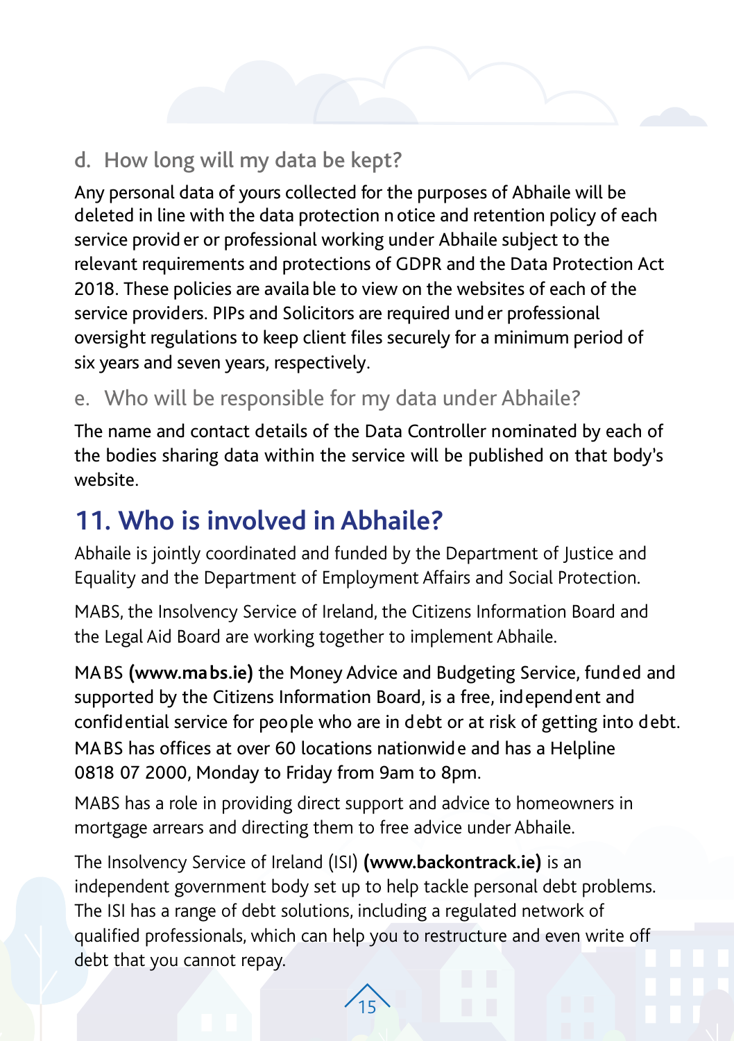### d. How long will my data be kept?

Any personal data of yours collected for the purposes of Abhaile will be deleted in line with the data protection notice and retention policy of each service provider or professional working under Abhaile subject to the relevant requirements and protections of GDPR and the Data Protection Act 2018. These policies are available to view on the websites of each of the service providers. PIPs and Solicitors are required under professional oversight regulations to keep client files securely for a minimum period of six years and seven years, respectively.

### e. Who will be responsible for my data under Abhaile?

The name and contact details of the Data Controller nominated by each of the bodies sharing data within the service will be published on that body's website.

## 11. Who is involved in Abhaile?

Abhaile is jointly coordinated and funded by the Department of Justice and Equality and the Department of Employment Affairs and Social Protection.

MABS, the Insolvency Service of Ireland, the Citizens Information Board and the Legal Aid Board are working together to implement Abhaile.

MABS **(www.mabs.ie)** the Money Advice and Budgeting Service, funded and supported by the Citizens Information Board, is a free, independent and confidential service for people who are in debt or at risk of getting into debt. MABS has offices at over 60 locations nationwide and has a Helpline 0818 07 2000, Monday to Friday from 9am to 8pm.

MABS has a role in providing direct support and advice to homeowners in mortgage arrears and directing them to free advice under Abhaile.

The Insolvency Service of Ireland (ISI) **(www.backontrack.ie)** is an independent government body set up to help tackle personal debt problems. The ISI has a range of debt solutions, including a regulated network of qualified professionals, which can help you to restructure and even write off debt that you cannot repay.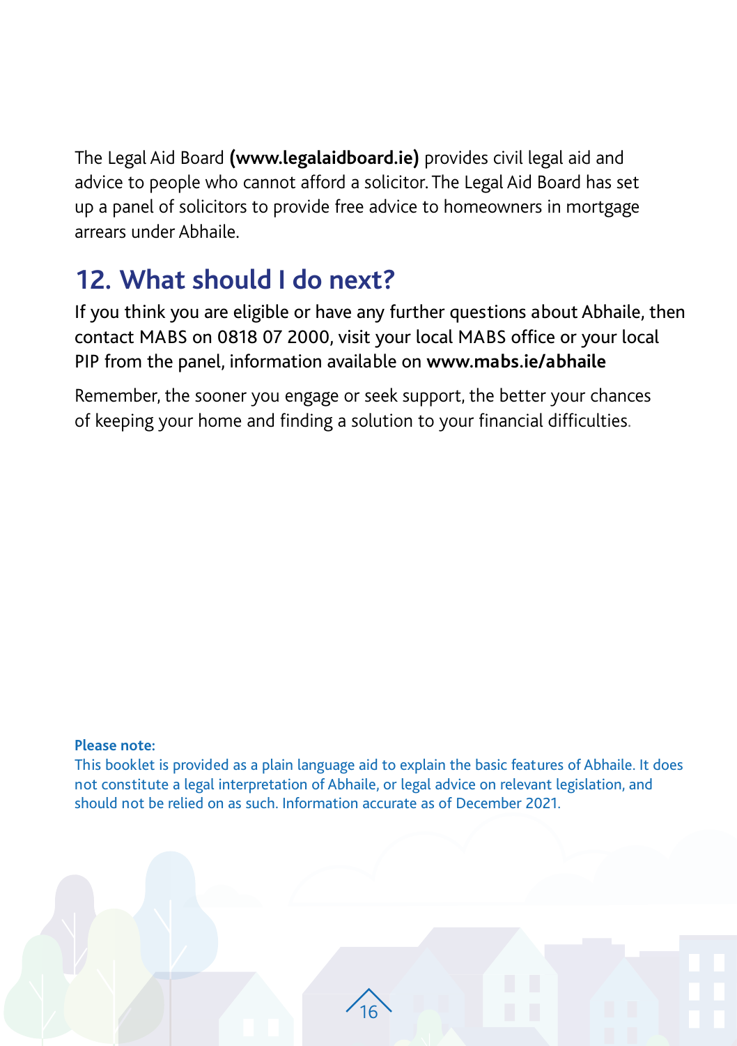The Legal Aid Board **(www.legalaidboard.ie)** provides civil legal aid and advice to people who cannot afford a solicitor. The Legal Aid Board has set up a panel of solicitors to provide free advice to homeowners in mortgage arrears under Abhaile.

## 12. What should I do next?

If you think you are eligible or have any further questions about Abhaile, then contact MABS on 0818 07 2000, visit your local MABS office or your local PIP from the panel, information available on **www.mabs.ie/abhaile**

Remember, the sooner you engage or seek support, the better your chances of keeping your home and finding a solution to your financial difficulties.

**Please note:**
This booklet is provided as a plain language aid to explain the basic features of Abhaile. It does not constitute a legal interpretation of Abhaile, or legal advice on relevant legislation, and should not be relied on as such. Information accurate as of December 2021.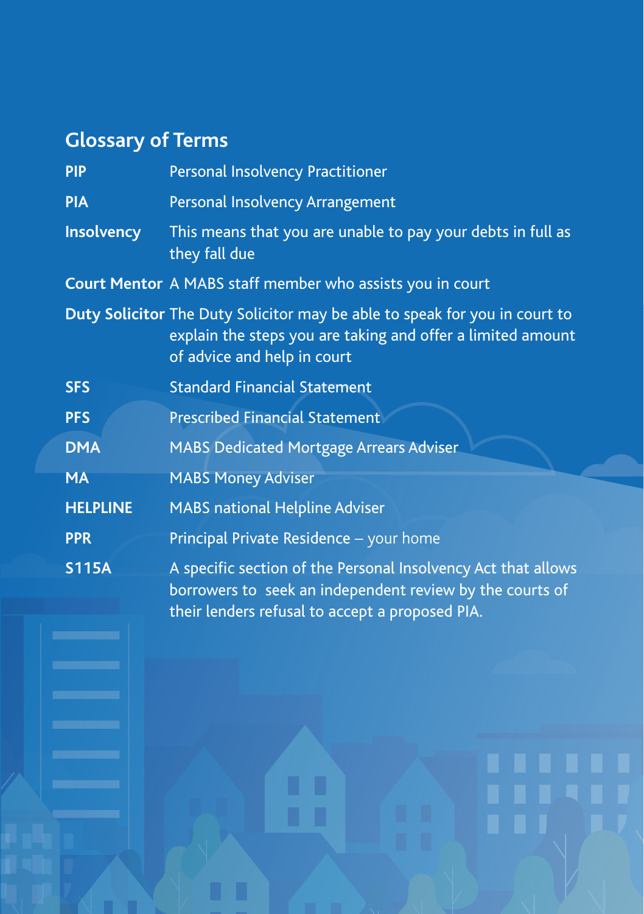## Glossary of Terms

| | |
|---|---|
| **PIP** | Personal Insolvency Practitioner |
| **PIA** | Personal Insolvency Arrangement |
| **Insolvency** | This means that you are unable to pay your debts in full as they fall due |
| **Court Mentor** | A MABS staff member who assists you in court |
| **Duty Solicitor** | The Duty Solicitor may be able to speak for you in court to explain the steps you are taking and offer a limited amount of advice and help in court |
| **SFS** | Standard Financial Statement |
| **PFS** | Prescribed Financial Statement |
| **DMA** | MABS Dedicated Mortgage Arrears Adviser |
| **MA** | MABS Money Adviser |
| **HELPLINE** | MABS national Helpline Adviser |
| **PPR** | Principal Private Residence – your home |
| **S115A** | A specific section of the Personal Insolvency Act that allows borrowers to seek an independent review by the courts of their lenders refusal to accept a proposed PIA. |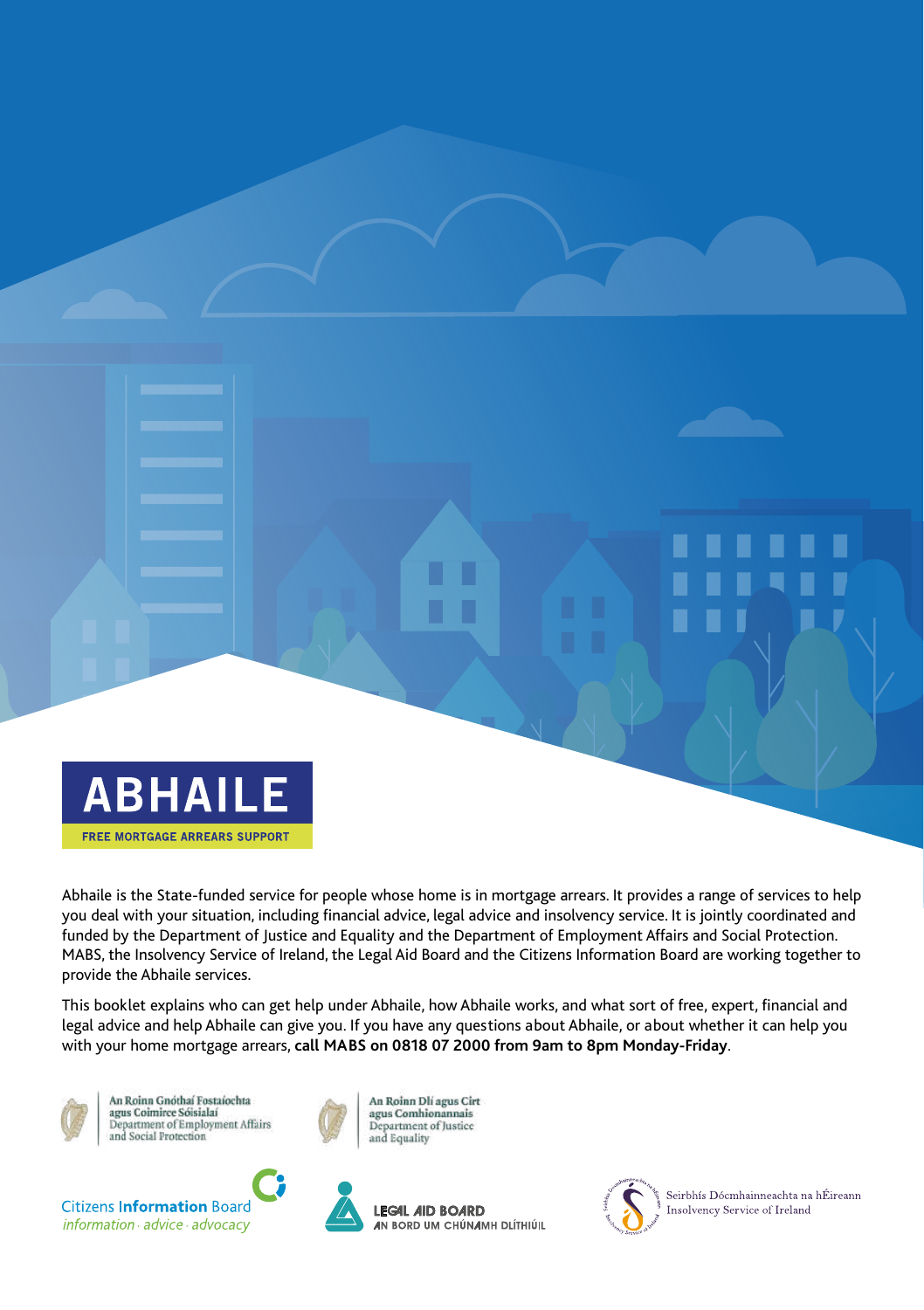# ABHAILE

**FREE MORTGAGE ARREARS SUPPORT**

Abhaile is the State-funded service for people whose home is in mortgage arrears. It provides a range of services to help you deal with your situation, including financial advice, legal advice and insolvency service. It is jointly coordinated and funded by the Department of Justice and Equality and the Department of Employment Affairs and Social Protection. MABS, the Insolvency Service of Ireland, the Legal Aid Board and the Citizens Information Board are working together to provide the Abhaile services.

This booklet explains who can get help under Abhaile, how Abhaile works, and what sort of free, expert, financial and legal advice and help Abhaile can give you. If you have any questions about Abhaile, or about whether it can help you with your home mortgage arrears, **call MABS on 0818 07 2000 from 9am to 8pm Monday-Friday**.

An Roinn Gnóthaí Fostaíochta agus Coimirce Sóisialaí
Department of Employment Affairs and Social Protection

An Roinn Dlí agus Cirt agus Comhionannais
Department of Justice and Equality

Citizens **Information** Board
*information · advice · advocacy*

LEGAL AID BOARD
AN BORD UM CHÚNAMH DLÍTHIÚIL

Seirbhís Dócmhainneachta na hÉireann
Insolvency Service of Ireland